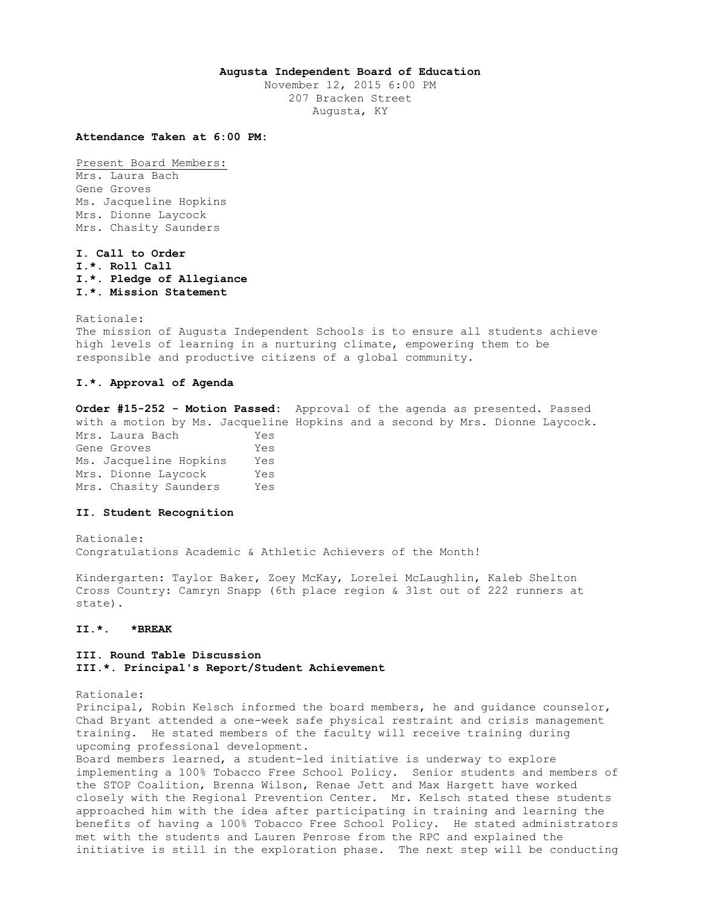**Augusta Independent Board of Education**
November 12, 2015 6:00 PM
207 Bracken Street
Augusta, KY

**Attendance Taken at 6:00 PM:**

Present Board Members:
Mrs. Laura Bach
Gene Groves
Ms. Jacqueline Hopkins
Mrs. Dionne Laycock
Mrs. Chasity Saunders

**I. Call to Order**
**I.*. Roll Call**
**I.*. Pledge of Allegiance**
**I.*. Mission Statement**

Rationale:
The mission of Augusta Independent Schools is to ensure all students achieve high levels of learning in a nurturing climate, empowering them to be responsible and productive citizens of a global community.

**I.*. Approval of Agenda**

**Order #15-252 - Motion Passed:** Approval of the agenda as presented. Passed with a motion by Ms. Jacqueline Hopkins and a second by Mrs. Dionne Laycock.

| | |
|---|---|
| Mrs. Laura Bach | Yes |
| Gene Groves | Yes |
| Ms. Jacqueline Hopkins | Yes |
| Mrs. Dionne Laycock | Yes |
| Mrs. Chasity Saunders | Yes |

**II. Student Recognition**

Rationale:
Congratulations Academic & Athletic Achievers of the Month!

Kindergarten: Taylor Baker, Zoey McKay, Lorelei McLaughlin, Kaleb Shelton
Cross Country: Camryn Snapp (6th place region & 31st out of 222 runners at state).

**II.*. *BREAK**

**III. Round Table Discussion**
**III.*. Principal's Report/Student Achievement**

Rationale:
Principal, Robin Kelsch informed the board members, he and guidance counselor, Chad Bryant attended a one-week safe physical restraint and crisis management training. He stated members of the faculty will receive training during upcoming professional development.
Board members learned, a student-led initiative is underway to explore implementing a 100% Tobacco Free School Policy. Senior students and members of the STOP Coalition, Brenna Wilson, Renae Jett and Max Hargett have worked closely with the Regional Prevention Center. Mr. Kelsch stated these students approached him with the idea after participating in training and learning the benefits of having a 100% Tobacco Free School Policy. He stated administrators met with the students and Lauren Penrose from the RPC and explained the initiative is still in the exploration phase. The next step will be conducting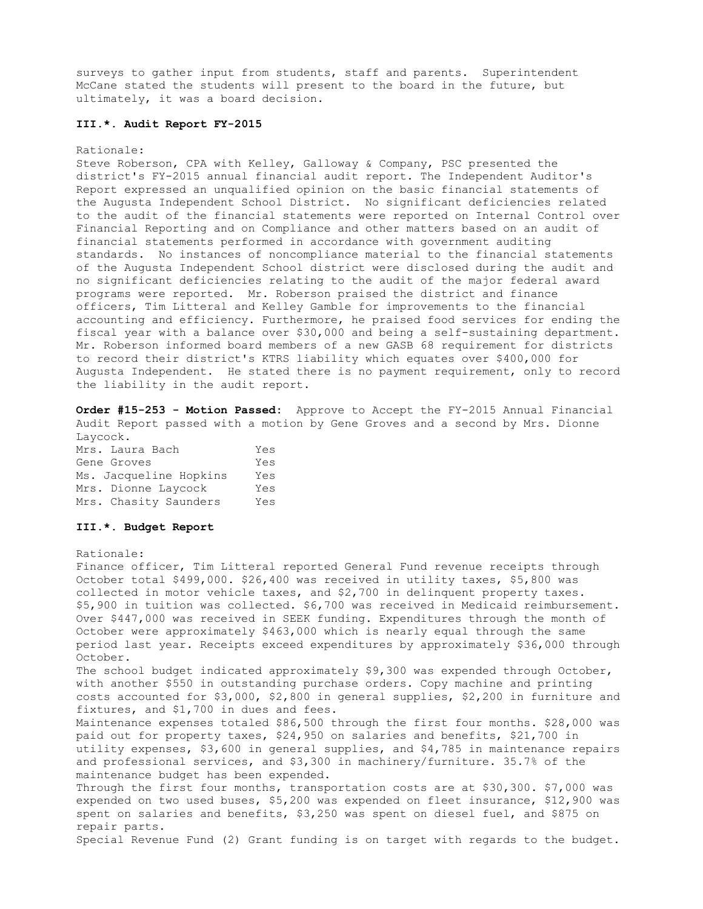surveys to gather input from students, staff and parents. Superintendent McCane stated the students will present to the board in the future, but ultimately, it was a board decision.

### III.*. Audit Report FY-2015

Rationale:

Steve Roberson, CPA with Kelley, Galloway & Company, PSC presented the district's FY-2015 annual financial audit report. The Independent Auditor's Report expressed an unqualified opinion on the basic financial statements of the Augusta Independent School District. No significant deficiencies related to the audit of the financial statements were reported on Internal Control over Financial Reporting and on Compliance and other matters based on an audit of financial statements performed in accordance with government auditing standards. No instances of noncompliance material to the financial statements of the Augusta Independent School district were disclosed during the audit and no significant deficiencies relating to the audit of the major federal award programs were reported. Mr. Roberson praised the district and finance officers, Tim Litteral and Kelley Gamble for improvements to the financial accounting and efficiency. Furthermore, he praised food services for ending the fiscal year with a balance over $30,000 and being a self-sustaining department. Mr. Roberson informed board members of a new GASB 68 requirement for districts to record their district's KTRS liability which equates over $400,000 for Augusta Independent. He stated there is no payment requirement, only to record the liability in the audit report.

**Order #15-253 - Motion Passed:** Approve to Accept the FY-2015 Annual Financial Audit Report passed with a motion by Gene Groves and a second by Mrs. Dionne Laycock.

| | |
|---|---|
| Mrs. Laura Bach | Yes |
| Gene Groves | Yes |
| Ms. Jacqueline Hopkins | Yes |
| Mrs. Dionne Laycock | Yes |
| Mrs. Chasity Saunders | Yes |

### III.*. Budget Report

Rationale:

Finance officer, Tim Litteral reported General Fund revenue receipts through October total $499,000. $26,400 was received in utility taxes, $5,800 was collected in motor vehicle taxes, and $2,700 in delinquent property taxes. $5,900 in tuition was collected. $6,700 was received in Medicaid reimbursement. Over $447,000 was received in SEEK funding. Expenditures through the month of October were approximately $463,000 which is nearly equal through the same period last year. Receipts exceed expenditures by approximately $36,000 through October.

The school budget indicated approximately $9,300 was expended through October, with another $550 in outstanding purchase orders. Copy machine and printing costs accounted for $3,000, $2,800 in general supplies, $2,200 in furniture and fixtures, and $1,700 in dues and fees.

Maintenance expenses totaled $86,500 through the first four months. $28,000 was paid out for property taxes, $24,950 on salaries and benefits, $21,700 in utility expenses, $3,600 in general supplies, and $4,785 in maintenance repairs and professional services, and $3,300 in machinery/furniture. 35.7% of the maintenance budget has been expended.

Through the first four months, transportation costs are at $30,300. $7,000 was expended on two used buses, $5,200 was expended on fleet insurance, $12,900 was spent on salaries and benefits, $3,250 was spent on diesel fuel, and $875 on repair parts.

Special Revenue Fund (2) Grant funding is on target with regards to the budget.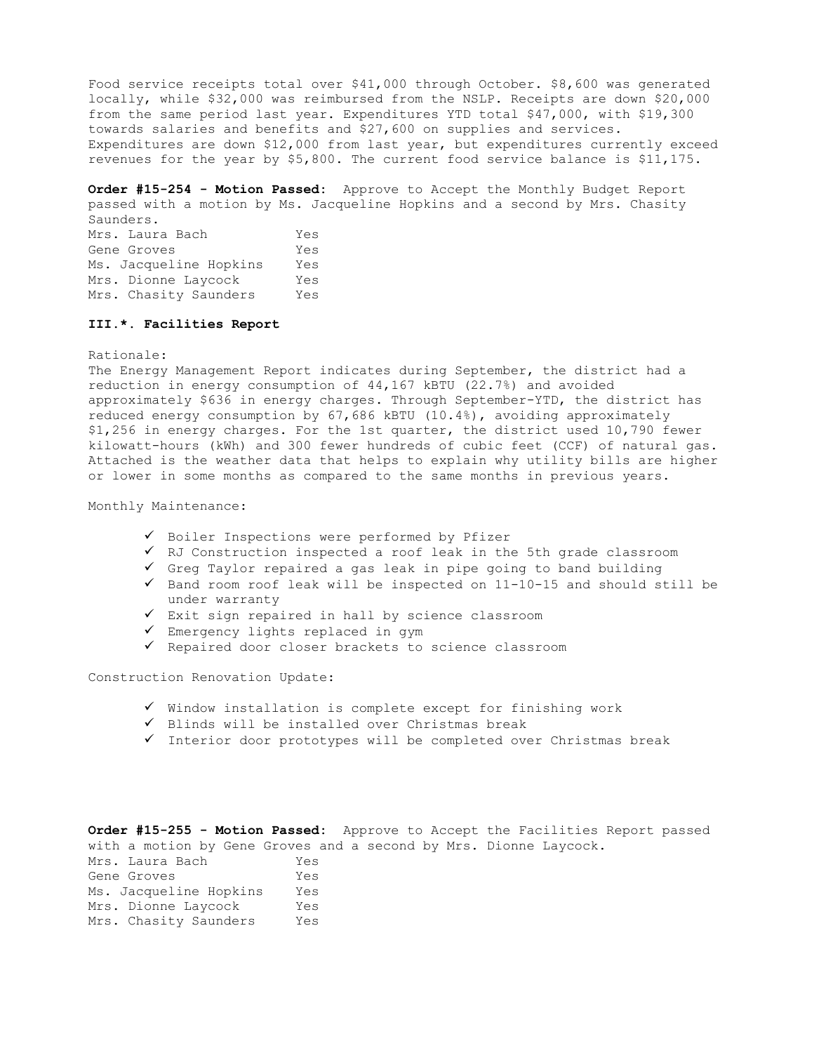Food service receipts total over $41,000 through October. $8,600 was generated locally, while $32,000 was reimbursed from the NSLP. Receipts are down $20,000 from the same period last year. Expenditures YTD total $47,000, with $19,300 towards salaries and benefits and $27,600 on supplies and services. Expenditures are down $12,000 from last year, but expenditures currently exceed revenues for the year by $5,800. The current food service balance is $11,175.

**Order #15-254 - Motion Passed:** Approve to Accept the Monthly Budget Report passed with a motion by Ms. Jacqueline Hopkins and a second by Mrs. Chasity Saunders.

| | |
|---|---|
| Mrs. Laura Bach | Yes |
| Gene Groves | Yes |
| Ms. Jacqueline Hopkins | Yes |
| Mrs. Dionne Laycock | Yes |
| Mrs. Chasity Saunders | Yes |

**III.*. Facilities Report**

Rationale:

The Energy Management Report indicates during September, the district had a reduction in energy consumption of 44,167 kBTU (22.7%) and avoided approximately $636 in energy charges. Through September-YTD, the district has reduced energy consumption by 67,686 kBTU (10.4%), avoiding approximately $1,256 in energy charges. For the 1st quarter, the district used 10,790 fewer kilowatt-hours (kWh) and 300 fewer hundreds of cubic feet (CCF) of natural gas. Attached is the weather data that helps to explain why utility bills are higher or lower in some months as compared to the same months in previous years.

Monthly Maintenance:

- ✓ Boiler Inspections were performed by Pfizer
- ✓ RJ Construction inspected a roof leak in the 5th grade classroom
- ✓ Greg Taylor repaired a gas leak in pipe going to band building
- ✓ Band room roof leak will be inspected on 11-10-15 and should still be under warranty
- ✓ Exit sign repaired in hall by science classroom
- ✓ Emergency lights replaced in gym
- ✓ Repaired door closer brackets to science classroom

Construction Renovation Update:

- ✓ Window installation is complete except for finishing work
- ✓ Blinds will be installed over Christmas break
- ✓ Interior door prototypes will be completed over Christmas break

**Order #15-255 - Motion Passed:** Approve to Accept the Facilities Report passed with a motion by Gene Groves and a second by Mrs. Dionne Laycock.

| | |
|---|---|
| Mrs. Laura Bach | Yes |
| Gene Groves | Yes |
| Ms. Jacqueline Hopkins | Yes |
| Mrs. Dionne Laycock | Yes |
| Mrs. Chasity Saunders | Yes |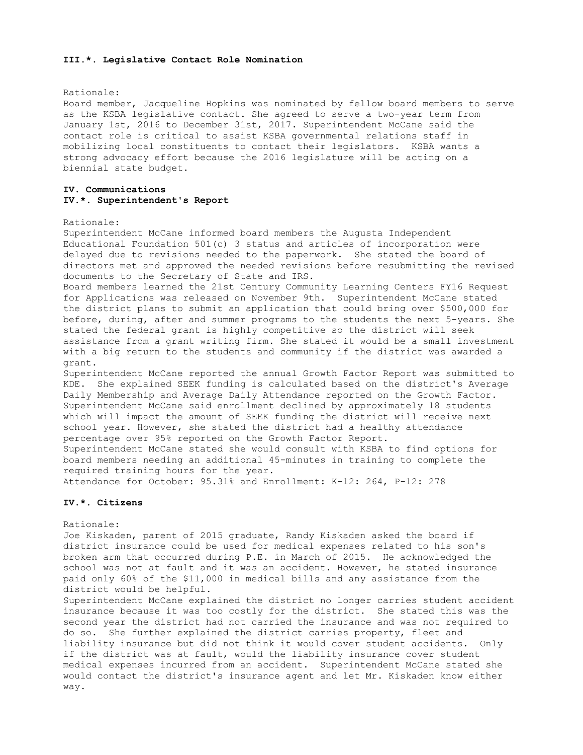**III.*. Legislative Contact Role Nomination**

Rationale:
Board member, Jacqueline Hopkins was nominated by fellow board members to serve as the KSBA legislative contact. She agreed to serve a two-year term from January 1st, 2016 to December 31st, 2017. Superintendent McCane said the contact role is critical to assist KSBA governmental relations staff in mobilizing local constituents to contact their legislators. KSBA wants a strong advocacy effort because the 2016 legislature will be acting on a biennial state budget.

**IV. Communications**
**IV.*. Superintendent's Report**

Rationale:
Superintendent McCane informed board members the Augusta Independent Educational Foundation 501(c) 3 status and articles of incorporation were delayed due to revisions needed to the paperwork. She stated the board of directors met and approved the needed revisions before resubmitting the revised documents to the Secretary of State and IRS.
Board members learned the 21st Century Community Learning Centers FY16 Request for Applications was released on November 9th. Superintendent McCane stated the district plans to submit an application that could bring over $500,000 for before, during, after and summer programs to the students the next 5-years. She stated the federal grant is highly competitive so the district will seek assistance from a grant writing firm. She stated it would be a small investment with a big return to the students and community if the district was awarded a grant.
Superintendent McCane reported the annual Growth Factor Report was submitted to KDE. She explained SEEK funding is calculated based on the district's Average Daily Membership and Average Daily Attendance reported on the Growth Factor. Superintendent McCane said enrollment declined by approximately 18 students which will impact the amount of SEEK funding the district will receive next school year. However, she stated the district had a healthy attendance percentage over 95% reported on the Growth Factor Report.
Superintendent McCane stated she would consult with KSBA to find options for board members needing an additional 45-minutes in training to complete the required training hours for the year.
Attendance for October: 95.31% and Enrollment: K-12: 264, P-12: 278

**IV.*. Citizens**

Rationale:
Joe Kiskaden, parent of 2015 graduate, Randy Kiskaden asked the board if district insurance could be used for medical expenses related to his son's broken arm that occurred during P.E. in March of 2015. He acknowledged the school was not at fault and it was an accident. However, he stated insurance paid only 60% of the $11,000 in medical bills and any assistance from the district would be helpful.
Superintendent McCane explained the district no longer carries student accident insurance because it was too costly for the district. She stated this was the second year the district had not carried the insurance and was not required to do so. She further explained the district carries property, fleet and liability insurance but did not think it would cover student accidents. Only if the district was at fault, would the liability insurance cover student medical expenses incurred from an accident. Superintendent McCane stated she would contact the district's insurance agent and let Mr. Kiskaden know either way.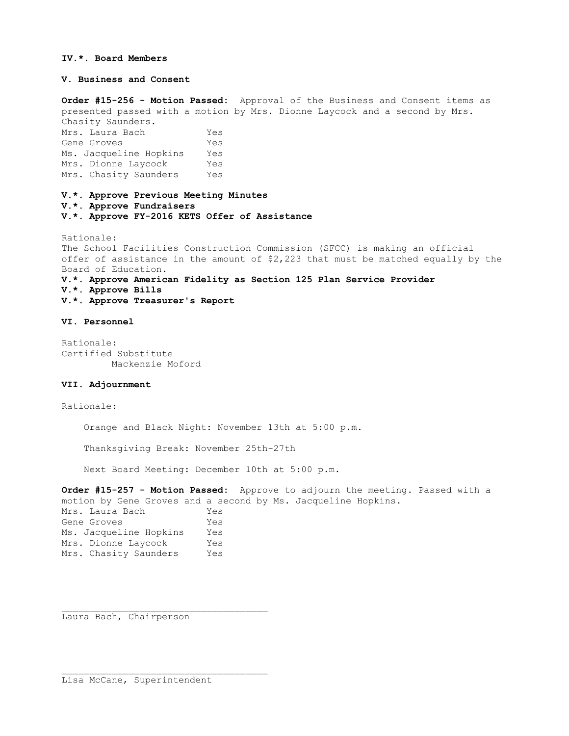**IV.*. Board Members**

**V. Business and Consent**

**Order #15-256 - Motion Passed:** Approval of the Business and Consent items as presented passed with a motion by Mrs. Dionne Laycock and a second by Mrs. Chasity Saunders.

| | |
|---|---|
| Mrs. Laura Bach | Yes |
| Gene Groves | Yes |
| Ms. Jacqueline Hopkins | Yes |
| Mrs. Dionne Laycock | Yes |
| Mrs. Chasity Saunders | Yes |

**V.*. Approve Previous Meeting Minutes**

**V.*. Approve Fundraisers**

**V.*. Approve FY-2016 KETS Offer of Assistance**

Rationale:
The School Facilities Construction Commission (SFCC) is making an official offer of assistance in the amount of $2,223 that must be matched equally by the Board of Education.

**V.*. Approve American Fidelity as Section 125 Plan Service Provider**

**V.*. Approve Bills**

**V.*. Approve Treasurer's Report**

**VI. Personnel**

Rationale:
Certified Substitute
Mackenzie Moford

**VII. Adjournment**

Rationale:

Orange and Black Night: November 13th at 5:00 p.m.

Thanksgiving Break: November 25th-27th

Next Board Meeting: December 10th at 5:00 p.m.

**Order #15-257 - Motion Passed:** Approve to adjourn the meeting. Passed with a motion by Gene Groves and a second by Ms. Jacqueline Hopkins.

| | |
|---|---|
| Mrs. Laura Bach | Yes |
| Gene Groves | Yes |
| Ms. Jacqueline Hopkins | Yes |
| Mrs. Dionne Laycock | Yes |
| Mrs. Chasity Saunders | Yes |

_____________________________________
Laura Bach, Chairperson

_____________________________________
Lisa McCane, Superintendent